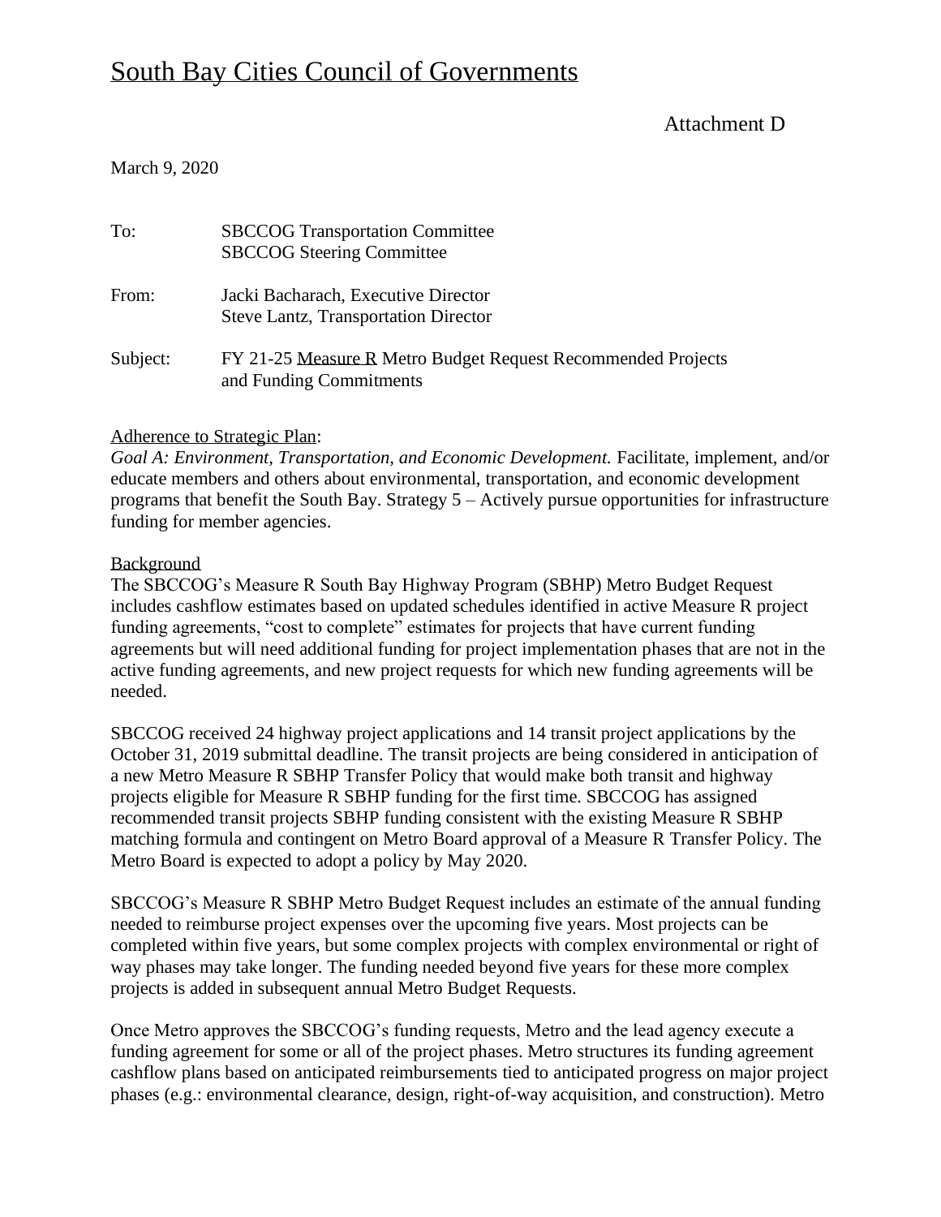# South Bay Cities Council of Governments

Attachment D

March 9, 2020

| | |
|---|---|
| To: | SBCCOG Transportation Committee<br>SBCCOG Steering Committee |
| From: | Jacki Bacharach, Executive Director<br>Steve Lantz, Transportation Director |
| Subject: | FY 21-25 Measure R Metro Budget Request Recommended Projects and Funding Commitments |

Adherence to Strategic Plan:

*Goal A: Environment, Transportation, and Economic Development.* Facilitate, implement, and/or educate members and others about environmental, transportation, and economic development programs that benefit the South Bay. Strategy 5 – Actively pursue opportunities for infrastructure funding for member agencies.

Background

The SBCCOG's Measure R South Bay Highway Program (SBHP) Metro Budget Request includes cashflow estimates based on updated schedules identified in active Measure R project funding agreements, "cost to complete" estimates for projects that have current funding agreements but will need additional funding for project implementation phases that are not in the active funding agreements, and new project requests for which new funding agreements will be needed.

SBCCOG received 24 highway project applications and 14 transit project applications by the October 31, 2019 submittal deadline. The transit projects are being considered in anticipation of a new Metro Measure R SBHP Transfer Policy that would make both transit and highway projects eligible for Measure R SBHP funding for the first time. SBCCOG has assigned recommended transit projects SBHP funding consistent with the existing Measure R SBHP matching formula and contingent on Metro Board approval of a Measure R Transfer Policy. The Metro Board is expected to adopt a policy by May 2020.

SBCCOG's Measure R SBHP Metro Budget Request includes an estimate of the annual funding needed to reimburse project expenses over the upcoming five years. Most projects can be completed within five years, but some complex projects with complex environmental or right of way phases may take longer. The funding needed beyond five years for these more complex projects is added in subsequent annual Metro Budget Requests.

Once Metro approves the SBCCOG's funding requests, Metro and the lead agency execute a funding agreement for some or all of the project phases. Metro structures its funding agreement cashflow plans based on anticipated reimbursements tied to anticipated progress on major project phases (e.g.: environmental clearance, design, right-of-way acquisition, and construction). Metro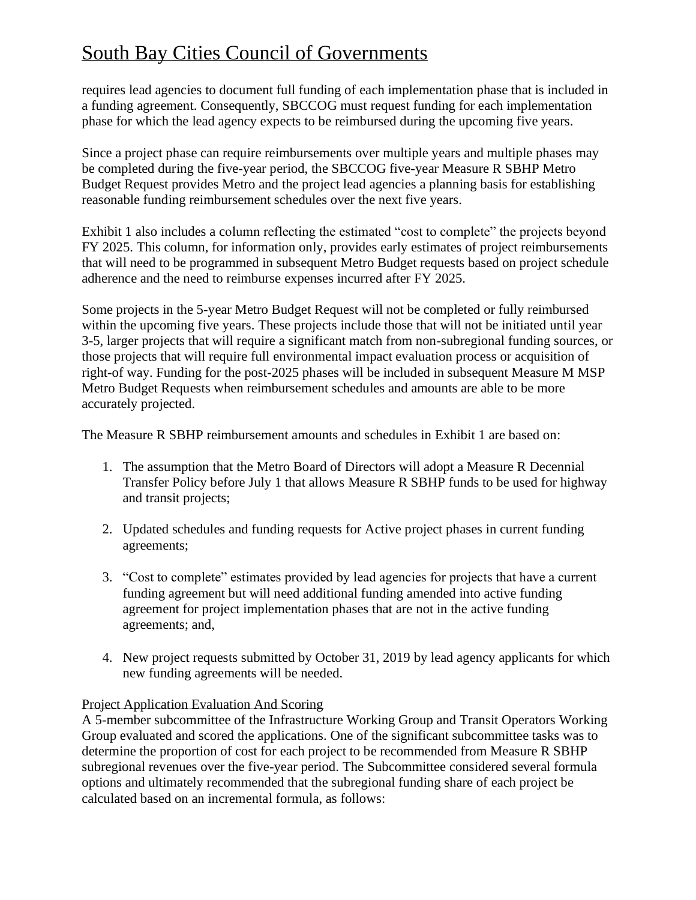requires lead agencies to document full funding of each implementation phase that is included in a funding agreement. Consequently, SBCCOG must request funding for each implementation phase for which the lead agency expects to be reimbursed during the upcoming five years.

Since a project phase can require reimbursements over multiple years and multiple phases may be completed during the five-year period, the SBCCOG five-year Measure R SBHP Metro Budget Request provides Metro and the project lead agencies a planning basis for establishing reasonable funding reimbursement schedules over the next five years.

Exhibit 1 also includes a column reflecting the estimated "cost to complete" the projects beyond FY 2025. This column, for information only, provides early estimates of project reimbursements that will need to be programmed in subsequent Metro Budget requests based on project schedule adherence and the need to reimburse expenses incurred after FY 2025.

Some projects in the 5-year Metro Budget Request will not be completed or fully reimbursed within the upcoming five years. These projects include those that will not be initiated until year 3-5, larger projects that will require a significant match from non-subregional funding sources, or those projects that will require full environmental impact evaluation process or acquisition of right-of way. Funding for the post-2025 phases will be included in subsequent Measure M MSP Metro Budget Requests when reimbursement schedules and amounts are able to be more accurately projected.

The Measure R SBHP reimbursement amounts and schedules in Exhibit 1 are based on:

1. The assumption that the Metro Board of Directors will adopt a Measure R Decennial Transfer Policy before July 1 that allows Measure R SBHP funds to be used for highway and transit projects;

2. Updated schedules and funding requests for Active project phases in current funding agreements;

3. "Cost to complete" estimates provided by lead agencies for projects that have a current funding agreement but will need additional funding amended into active funding agreement for project implementation phases that are not in the active funding agreements; and,

4. New project requests submitted by October 31, 2019 by lead agency applicants for which new funding agreements will be needed.

Project Application Evaluation And Scoring

A 5-member subcommittee of the Infrastructure Working Group and Transit Operators Working Group evaluated and scored the applications. One of the significant subcommittee tasks was to determine the proportion of cost for each project to be recommended from Measure R SBHP subregional revenues over the five-year period. The Subcommittee considered several formula options and ultimately recommended that the subregional funding share of each project be calculated based on an incremental formula, as follows: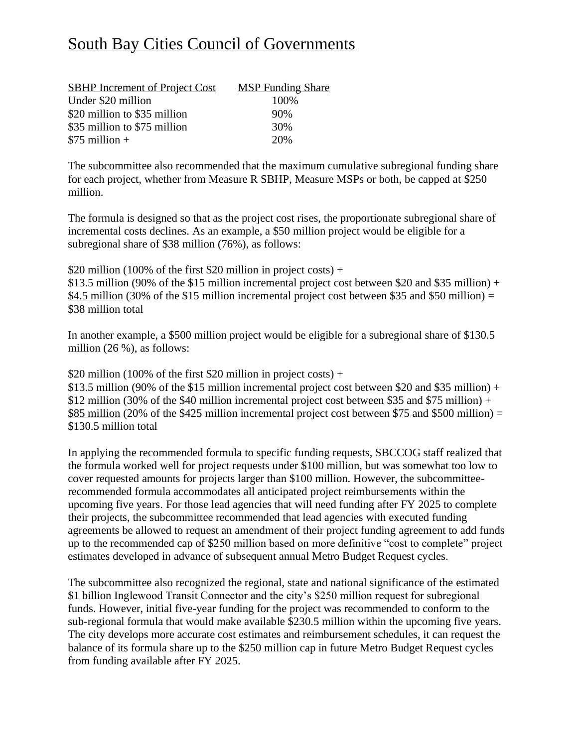# South Bay Cities Council of Governments

| SBHP Increment of Project Cost | MSP Funding Share |
| --- | --- |
| Under $20 million | 100% |
| $20 million to $35 million | 90% |
| $35 million to $75 million | 30% |
| $75 million + | 20% |

The subcommittee also recommended that the maximum cumulative subregional funding share for each project, whether from Measure R SBHP, Measure MSPs or both, be capped at $250 million.

The formula is designed so that as the project cost rises, the proportionate subregional share of incremental costs declines. As an example, a $50 million project would be eligible for a subregional share of $38 million (76%), as follows:

$20 million (100% of the first $20 million in project costs) +
$13.5 million (90% of the $15 million incremental project cost between $20 and $35 million) +
<u>$4.5 million</u> (30% of the $15 million incremental project cost between $35 and $50 million) =
$38 million total

In another example, a $500 million project would be eligible for a subregional share of $130.5 million (26 %), as follows:

$20 million (100% of the first $20 million in project costs) +
$13.5 million (90% of the $15 million incremental project cost between $20 and $35 million) +
$12 million (30% of the $40 million incremental project cost between $35 and $75 million) +
<u>$85 million</u> (20% of the $425 million incremental project cost between $75 and $500 million) =
$130.5 million total

In applying the recommended formula to specific funding requests, SBCCOG staff realized that the formula worked well for project requests under $100 million, but was somewhat too low to cover requested amounts for projects larger than $100 million. However, the subcommittee-recommended formula accommodates all anticipated project reimbursements within the upcoming five years. For those lead agencies that will need funding after FY 2025 to complete their projects, the subcommittee recommended that lead agencies with executed funding agreements be allowed to request an amendment of their project funding agreement to add funds up to the recommended cap of $250 million based on more definitive "cost to complete" project estimates developed in advance of subsequent annual Metro Budget Request cycles.

The subcommittee also recognized the regional, state and national significance of the estimated $1 billion Inglewood Transit Connector and the city's $250 million request for subregional funds. However, initial five-year funding for the project was recommended to conform to the sub-regional formula that would make available $230.5 million within the upcoming five years. The city develops more accurate cost estimates and reimbursement schedules, it can request the balance of its formula share up to the $250 million cap in future Metro Budget Request cycles from funding available after FY 2025.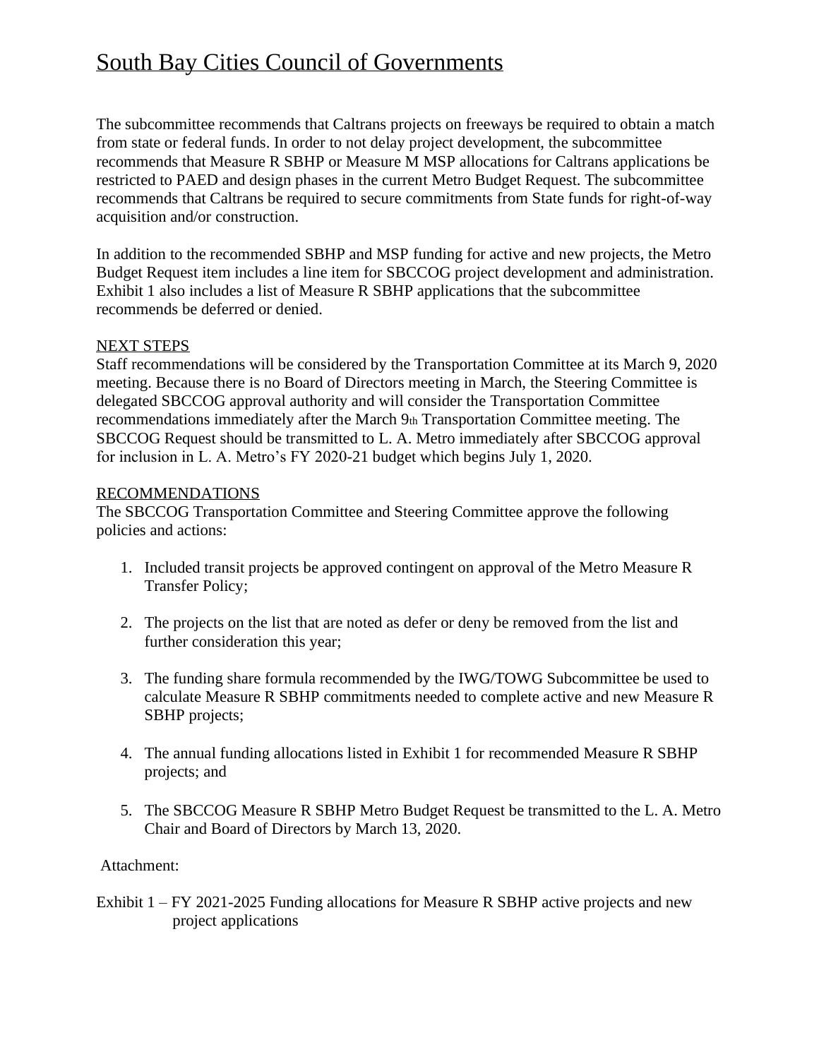# South Bay Cities Council of Governments

The subcommittee recommends that Caltrans projects on freeways be required to obtain a match from state or federal funds. In order to not delay project development, the subcommittee recommends that Measure R SBHP or Measure M MSP allocations for Caltrans applications be restricted to PAED and design phases in the current Metro Budget Request. The subcommittee recommends that Caltrans be required to secure commitments from State funds for right-of-way acquisition and/or construction.

In addition to the recommended SBHP and MSP funding for active and new projects, the Metro Budget Request item includes a line item for SBCCOG project development and administration. Exhibit 1 also includes a list of Measure R SBHP applications that the subcommittee recommends be deferred or denied.

NEXT STEPS

Staff recommendations will be considered by the Transportation Committee at its March 9, 2020 meeting. Because there is no Board of Directors meeting in March, the Steering Committee is delegated SBCCOG approval authority and will consider the Transportation Committee recommendations immediately after the March 9th Transportation Committee meeting. The SBCCOG Request should be transmitted to L. A. Metro immediately after SBCCOG approval for inclusion in L. A. Metro's FY 2020-21 budget which begins July 1, 2020.

RECOMMENDATIONS

The SBCCOG Transportation Committee and Steering Committee approve the following policies and actions:

1. Included transit projects be approved contingent on approval of the Metro Measure R Transfer Policy;
2. The projects on the list that are noted as defer or deny be removed from the list and further consideration this year;
3. The funding share formula recommended by the IWG/TOWG Subcommittee be used to calculate Measure R SBHP commitments needed to complete active and new Measure R SBHP projects;
4. The annual funding allocations listed in Exhibit 1 for recommended Measure R SBHP projects; and
5. The SBCCOG Measure R SBHP Metro Budget Request be transmitted to the L. A. Metro Chair and Board of Directors by March 13, 2020.

Attachment:

Exhibit 1 – FY 2021-2025 Funding allocations for Measure R SBHP active projects and new project applications